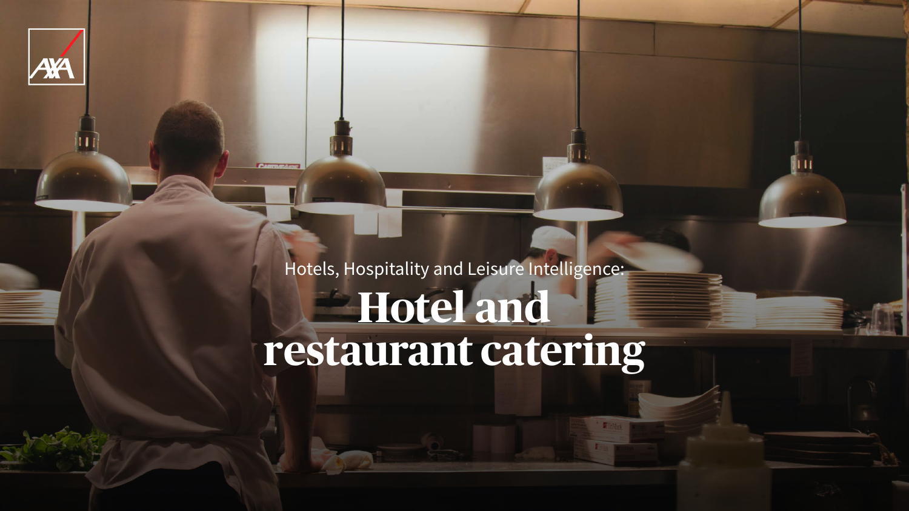Hotels, Hospitality and Leisure Intelligence:

# Hotel and restaurant catering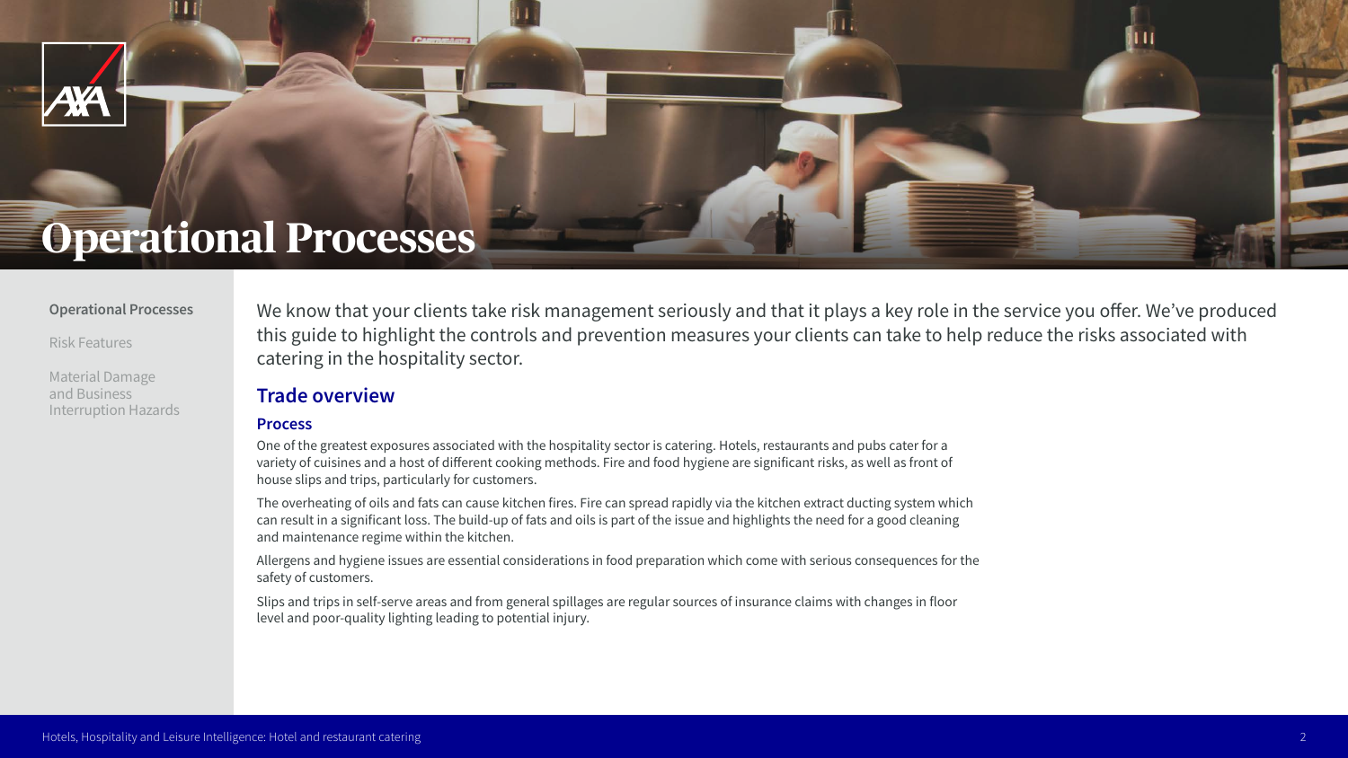# Operational Processes

We know that your clients take risk management seriously and that it plays a key role in the service you offer. We've produced this guide to highlight the controls and prevention measures your clients can take to help reduce the risks associated with catering in the hospitality sector.

## Trade overview

### Process

One of the greatest exposures associated with the hospitality sector is catering. Hotels, restaurants and pubs cater for a variety of cuisines and a host of different cooking methods. Fire and food hygiene are significant risks, as well as front of house slips and trips, particularly for customers.

The overheating of oils and fats can cause kitchen fires. Fire can spread rapidly via the kitchen extract ducting system which can result in a significant loss. The build-up of fats and oils is part of the issue and highlights the need for a good cleaning and maintenance regime within the kitchen.

Allergens and hygiene issues are essential considerations in food preparation which come with serious consequences for the safety of customers.

Slips and trips in self-serve areas and from general spillages are regular sources of insurance claims with changes in floor level and poor-quality lighting leading to potential injury.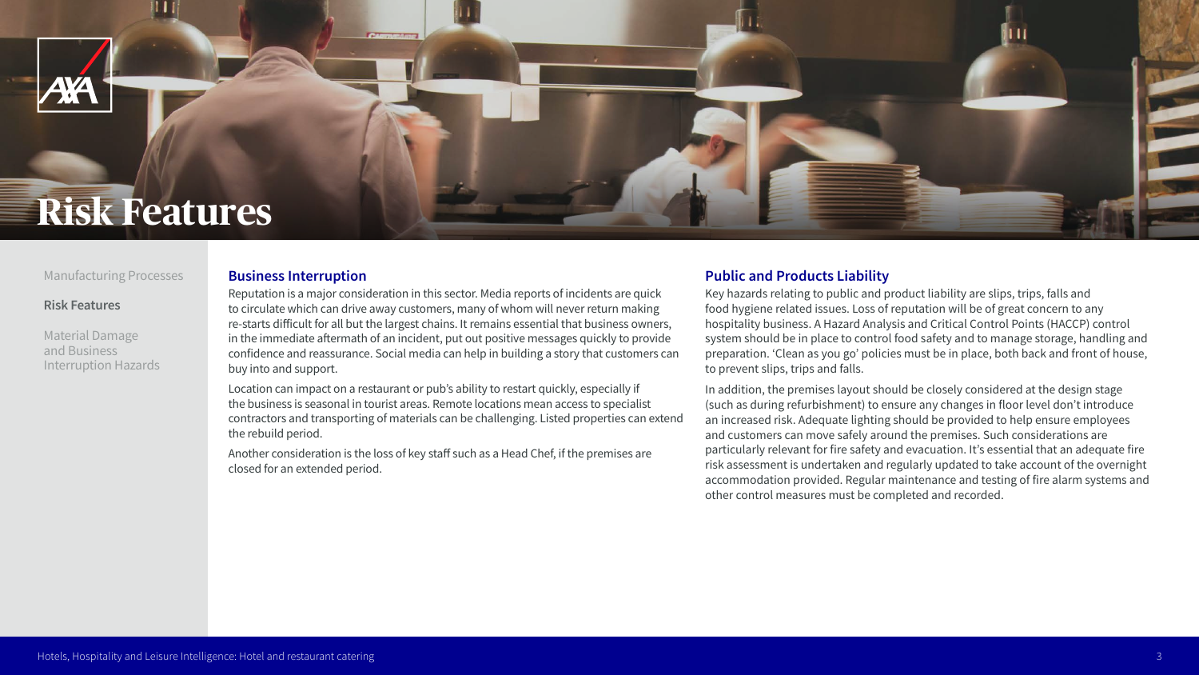# Risk Features

Manufacturing Processes

**Risk Features**

Material Damage and Business Interruption Hazards

## Business Interruption

Reputation is a major consideration in this sector. Media reports of incidents are quick to circulate which can drive away customers, many of whom will never return making re-starts difficult for all but the largest chains. It remains essential that business owners, in the immediate aftermath of an incident, put out positive messages quickly to provide confidence and reassurance. Social media can help in building a story that customers can buy into and support.

Location can impact on a restaurant or pub's ability to restart quickly, especially if the business is seasonal in tourist areas. Remote locations mean access to specialist contractors and transporting of materials can be challenging. Listed properties can extend the rebuild period.

Another consideration is the loss of key staff such as a Head Chef, if the premises are closed for an extended period.

## Public and Products Liability

Key hazards relating to public and product liability are slips, trips, falls and food hygiene related issues. Loss of reputation will be of great concern to any hospitality business. A Hazard Analysis and Critical Control Points (HACCP) control system should be in place to control food safety and to manage storage, handling and preparation. 'Clean as you go' policies must be in place, both back and front of house, to prevent slips, trips and falls.

In addition, the premises layout should be closely considered at the design stage (such as during refurbishment) to ensure any changes in floor level don't introduce an increased risk. Adequate lighting should be provided to help ensure employees and customers can move safely around the premises. Such considerations are particularly relevant for fire safety and evacuation. It's essential that an adequate fire risk assessment is undertaken and regularly updated to take account of the overnight accommodation provided. Regular maintenance and testing of fire alarm systems and other control measures must be completed and recorded.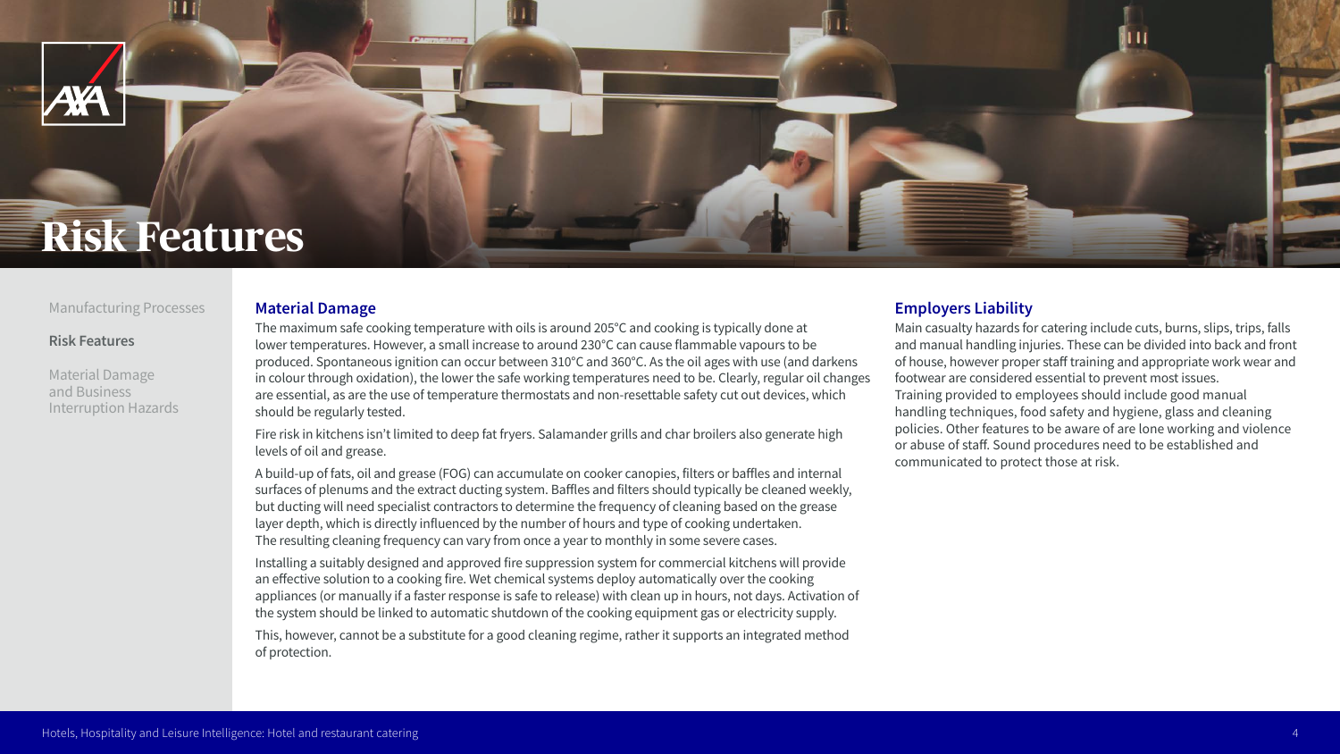# Risk Features

Manufacturing Processes

**Risk Features**

Material Damage and Business Interruption Hazards

## Material Damage

The maximum safe cooking temperature with oils is around 205°C and cooking is typically done at lower temperatures. However, a small increase to around 230°C can cause flammable vapours to be produced. Spontaneous ignition can occur between 310°C and 360°C. As the oil ages with use (and darkens in colour through oxidation), the lower the safe working temperatures need to be. Clearly, regular oil changes are essential, as are the use of temperature thermostats and non-resettable safety cut out devices, which should be regularly tested.

Fire risk in kitchens isn't limited to deep fat fryers. Salamander grills and char broilers also generate high levels of oil and grease.

A build-up of fats, oil and grease (FOG) can accumulate on cooker canopies, filters or baffles and internal surfaces of plenums and the extract ducting system. Baffles and filters should typically be cleaned weekly, but ducting will need specialist contractors to determine the frequency of cleaning based on the grease layer depth, which is directly influenced by the number of hours and type of cooking undertaken. The resulting cleaning frequency can vary from once a year to monthly in some severe cases.

Installing a suitably designed and approved fire suppression system for commercial kitchens will provide an effective solution to a cooking fire. Wet chemical systems deploy automatically over the cooking appliances (or manually if a faster response is safe to release) with clean up in hours, not days. Activation of the system should be linked to automatic shutdown of the cooking equipment gas or electricity supply.

This, however, cannot be a substitute for a good cleaning regime, rather it supports an integrated method of protection.

## Employers Liability

Main casualty hazards for catering include cuts, burns, slips, trips, falls and manual handling injuries. These can be divided into back and front of house, however proper staff training and appropriate work wear and footwear are considered essential to prevent most issues.
Training provided to employees should include good manual handling techniques, food safety and hygiene, glass and cleaning policies. Other features to be aware of are lone working and violence or abuse of staff. Sound procedures need to be established and communicated to protect those at risk.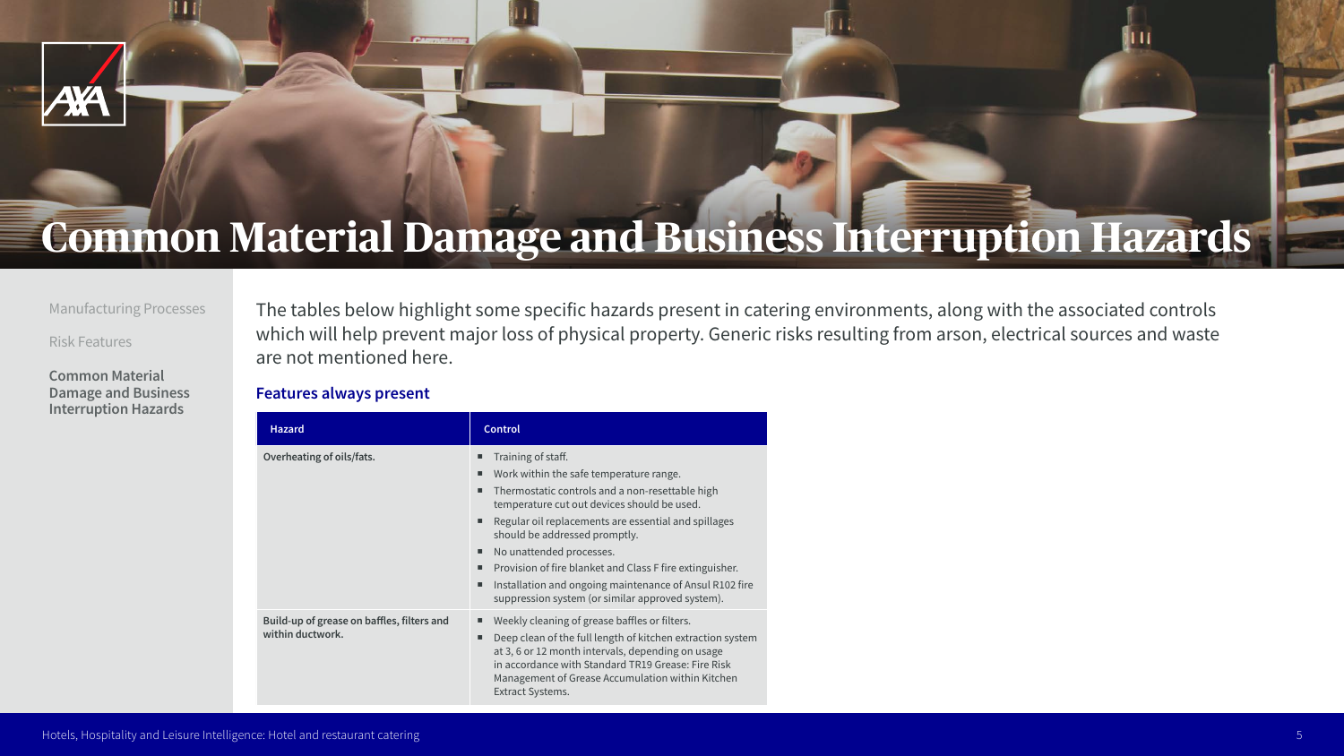# Common Material Damage and Business Interruption Hazards

Manufacturing Processes

Risk Features

**Common Material Damage and Business Interruption Hazards**

The tables below highlight some specific hazards present in catering environments, along with the associated controls which will help prevent major loss of physical property. Generic risks resulting from arson, electrical sources and waste are not mentioned here.

### Features always present

| Hazard | Control |
| --- | --- |
| **Overheating of oils/fats.** | ▪ Training of staff.<br>▪ Work within the safe temperature range.<br>▪ Thermostatic controls and a non-resettable high temperature cut out devices should be used.<br>▪ Regular oil replacements are essential and spillages should be addressed promptly.<br>▪ No unattended processes.<br>▪ Provision of fire blanket and Class F fire extinguisher.<br>▪ Installation and ongoing maintenance of Ansul R102 fire suppression system (or similar approved system). |
| **Build-up of grease on baffles, filters and within ductwork.** | ▪ Weekly cleaning of grease baffles or filters.<br>▪ Deep clean of the full length of kitchen extraction system at 3, 6 or 12 month intervals, depending on usage in accordance with Standard TR19 Grease: Fire Risk Management of Grease Accumulation within Kitchen Extract Systems. |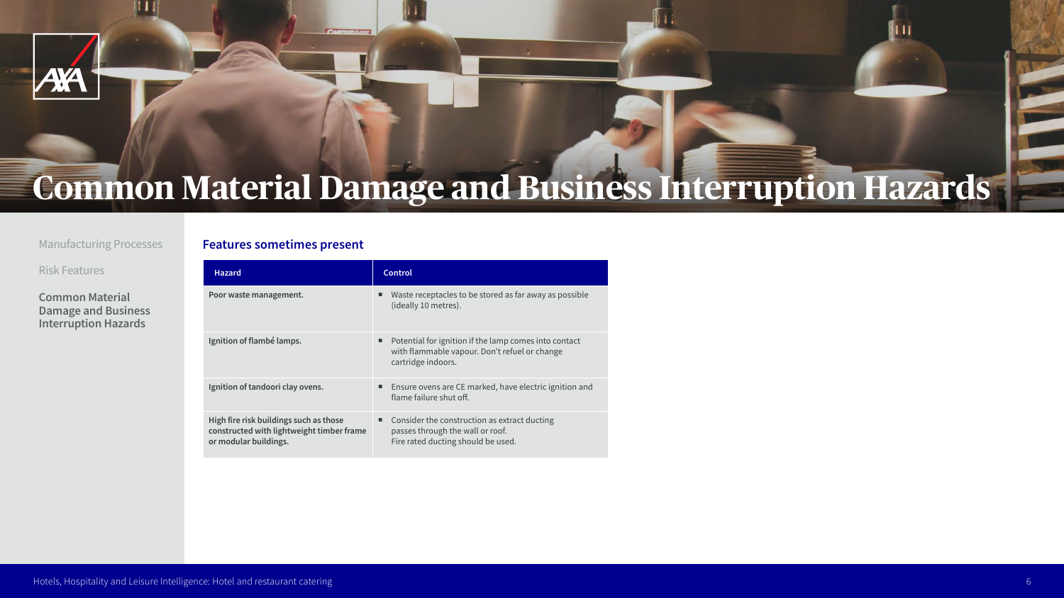# Common Material Damage and Business Interruption Hazards

Manufacturing Processes

Risk Features

**Common Material Damage and Business Interruption Hazards**

## Features sometimes present

| Hazard | Control |
|---|---|
| **Poor waste management.** | ■ Waste receptacles to be stored as far away as possible (ideally 10 metres). |
| **Ignition of flambé lamps.** | ■ Potential for ignition if the lamp comes into contact with flammable vapour. Don't refuel or change cartridge indoors. |
| **Ignition of tandoori clay ovens.** | ■ Ensure ovens are CE marked, have electric ignition and flame failure shut off. |
| **High fire risk buildings such as those constructed with lightweight timber frame or modular buildings.** | ■ Consider the construction as extract ducting passes through the wall or roof. Fire rated ducting should be used. |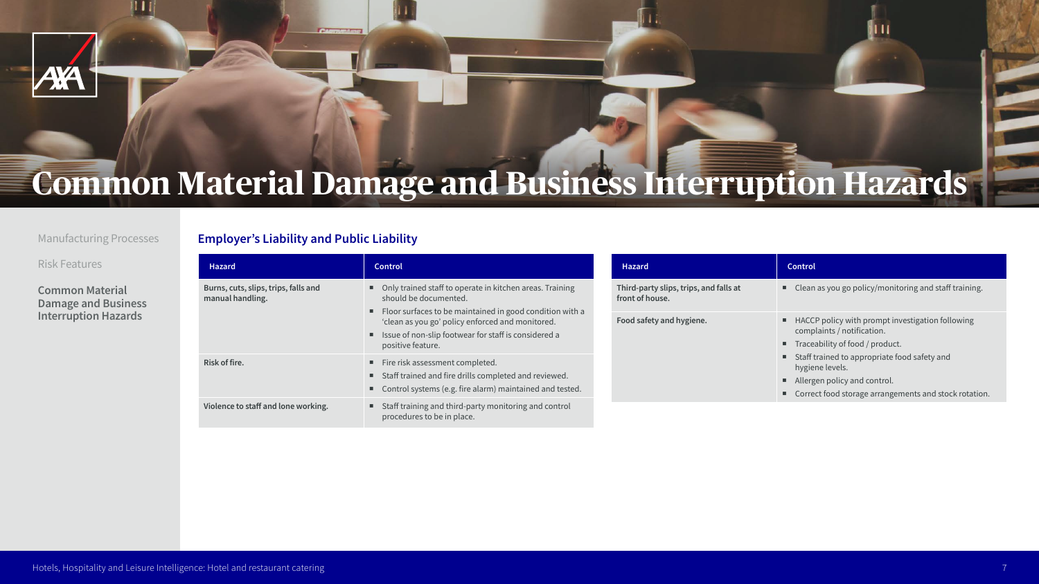# Common Material Damage and Business Interruption Hazards

Manufacturing Processes

Risk Features

Common Material Damage and Business Interruption Hazards

## Employer's Liability and Public Liability

| Hazard | Control |
|---|---|
| **Burns, cuts, slips, trips, falls and manual handling.** | ▪ Only trained staff to operate in kitchen areas. Training should be documented.<br>▪ Floor surfaces to be maintained in good condition with a 'clean as you go' policy enforced and monitored.<br>▪ Issue of non-slip footwear for staff is considered a positive feature. |
| **Risk of fire.** | ▪ Fire risk assessment completed.<br>▪ Staff trained and fire drills completed and reviewed.<br>▪ Control systems (e.g. fire alarm) maintained and tested. |
| **Violence to staff and lone working.** | ▪ Staff training and third-party monitoring and control procedures to be in place. |

| Hazard | Control |
|---|---|
| **Third-party slips, trips, and falls at front of house.** | ▪ Clean as you go policy/monitoring and staff training. |
| **Food safety and hygiene.** | ▪ HACCP policy with prompt investigation following complaints / notification.<br>▪ Traceability of food / product.<br>▪ Staff trained to appropriate food safety and hygiene levels.<br>▪ Allergen policy and control.<br>▪ Correct food storage arrangements and stock rotation. |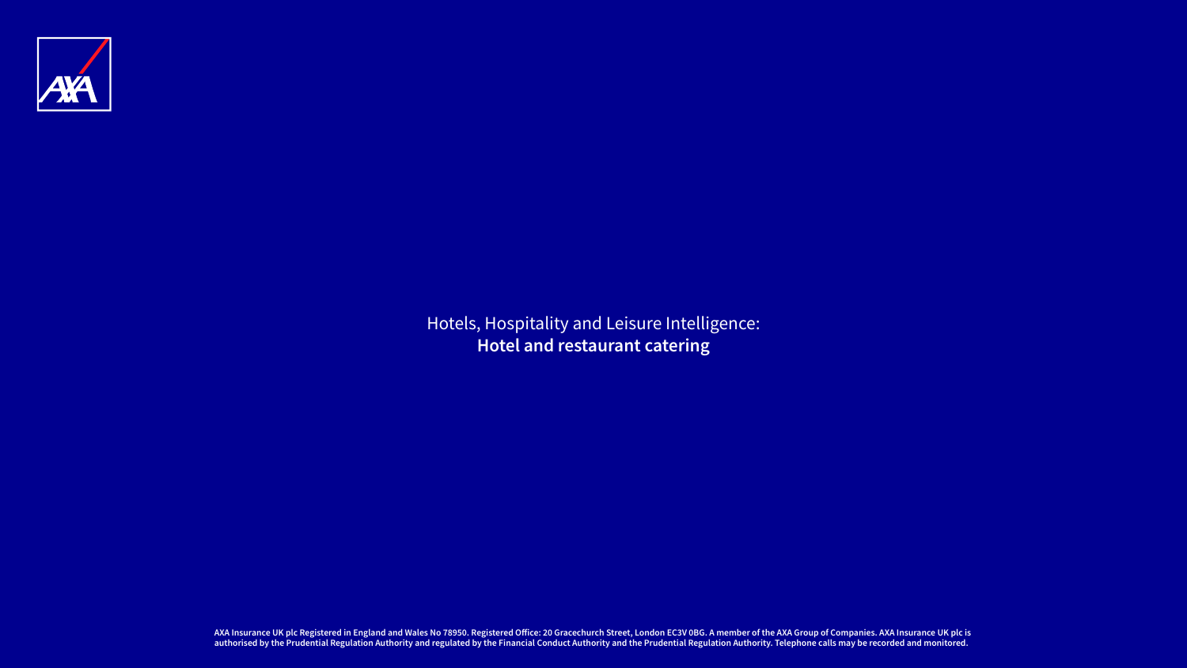Hotels, Hospitality and Leisure Intelligence:
**Hotel and restaurant catering**

**AXA Insurance UK plc Registered in England and Wales No 78950. Registered Office: 20 Gracechurch Street, London EC3V 0BG. A member of the AXA Group of Companies. AXA Insurance UK plc is authorised by the Prudential Regulation Authority and regulated by the Financial Conduct Authority and the Prudential Regulation Authority. Telephone calls may be recorded and monitored.**